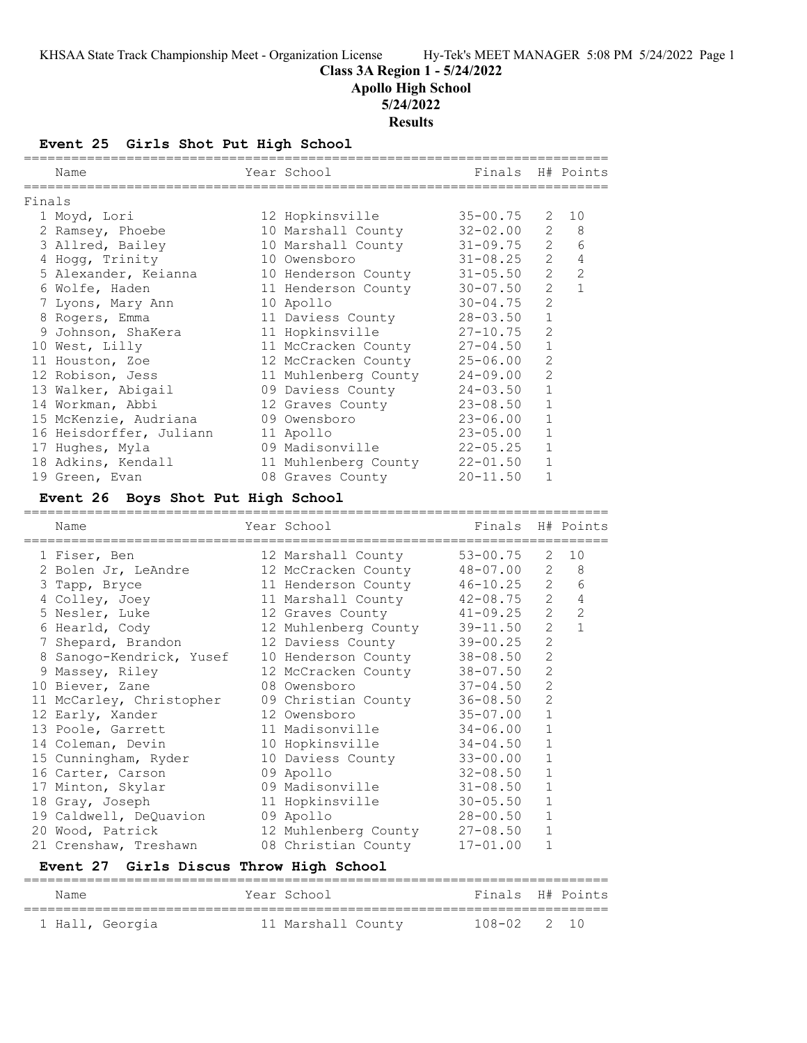# Class 3A Region 1 - 5/24/2022

## Apollo High School

## 5/24/2022

## Results

### Event 25 Girls Shot Put High School

**Finals**

| Place | Name | Year | School | Finals | H# | Points |
|---|---|---|---|---|---|---|
| 1 | Moyd, Lori | 12 | Hopkinsville | 35-00.75 | 2 | 10 |
| 2 | Ramsey, Phoebe | 10 | Marshall County | 32-02.00 | 2 | 8 |
| 3 | Allred, Bailey | 10 | Marshall County | 31-09.75 | 2 | 6 |
| 4 | Hogg, Trinity | 10 | Owensboro | 31-08.25 | 2 | 4 |
| 5 | Alexander, Keianna | 10 | Henderson County | 31-05.50 | 2 | 2 |
| 6 | Wolfe, Haden | 11 | Henderson County | 30-07.50 | 2 | 1 |
| 7 | Lyons, Mary Ann | 10 | Apollo | 30-04.75 | 2 | |
| 8 | Rogers, Emma | 11 | Daviess County | 28-03.50 | 1 | |
| 9 | Johnson, ShaKera | 11 | Hopkinsville | 27-10.75 | 2 | |
| 10 | West, Lilly | 11 | McCracken County | 27-04.50 | 1 | |
| 11 | Houston, Zoe | 12 | McCracken County | 25-06.00 | 2 | |
| 12 | Robison, Jess | 11 | Muhlenberg County | 24-09.00 | 2 | |
| 13 | Walker, Abigail | 09 | Daviess County | 24-03.50 | 1 | |
| 14 | Workman, Abbi | 12 | Graves County | 23-08.50 | 1 | |
| 15 | McKenzie, Audriana | 09 | Owensboro | 23-06.00 | 1 | |
| 16 | Heisdorffer, Juliann | 11 | Apollo | 23-05.00 | 1 | |
| 17 | Hughes, Myla | 09 | Madisonville | 22-05.25 | 1 | |
| 18 | Adkins, Kendall | 11 | Muhlenberg County | 22-01.50 | 1 | |
| 19 | Green, Evan | 08 | Graves County | 20-11.50 | 1 | |

### Event 26 Boys Shot Put High School

| Place | Name | Year | School | Finals | H# | Points |
|---|---|---|---|---|---|---|
| 1 | Fiser, Ben | 12 | Marshall County | 53-00.75 | 2 | 10 |
| 2 | Bolen Jr, LeAndre | 12 | McCracken County | 48-07.00 | 2 | 8 |
| 3 | Tapp, Bryce | 11 | Henderson County | 46-10.25 | 2 | 6 |
| 4 | Colley, Joey | 11 | Marshall County | 42-08.75 | 2 | 4 |
| 5 | Nesler, Luke | 12 | Graves County | 41-09.25 | 2 | 2 |
| 6 | Hearld, Cody | 12 | Muhlenberg County | 39-11.50 | 2 | 1 |
| 7 | Shepard, Brandon | 12 | Daviess County | 39-00.25 | 2 | |
| 8 | Sanogo-Kendrick, Yusef | 10 | Henderson County | 38-08.50 | 2 | |
| 9 | Massey, Riley | 12 | McCracken County | 38-07.50 | 2 | |
| 10 | Biever, Zane | 08 | Owensboro | 37-04.50 | 2 | |
| 11 | McCarley, Christopher | 09 | Christian County | 36-08.50 | 2 | |
| 12 | Early, Xander | 12 | Owensboro | 35-07.00 | 1 | |
| 13 | Poole, Garrett | 11 | Madisonville | 34-06.00 | 1 | |
| 14 | Coleman, Devin | 10 | Hopkinsville | 34-04.50 | 1 | |
| 15 | Cunningham, Ryder | 10 | Daviess County | 33-00.00 | 1 | |
| 16 | Carter, Carson | 09 | Apollo | 32-08.50 | 1 | |
| 17 | Minton, Skylar | 09 | Madisonville | 31-08.50 | 1 | |
| 18 | Gray, Joseph | 11 | Hopkinsville | 30-05.50 | 1 | |
| 19 | Caldwell, DeQuavion | 09 | Apollo | 28-00.50 | 1 | |
| 20 | Wood, Patrick | 12 | Muhlenberg County | 27-08.50 | 1 | |
| 21 | Crenshaw, Treshawn | 08 | Christian County | 17-01.00 | 1 | |

### Event 27 Girls Discus Throw High School

| Place | Name | Year | School | Finals | H# | Points |
|---|---|---|---|---|---|---|
| 1 | Hall, Georgia | 11 | Marshall County | 108-02 | 2 | 10 |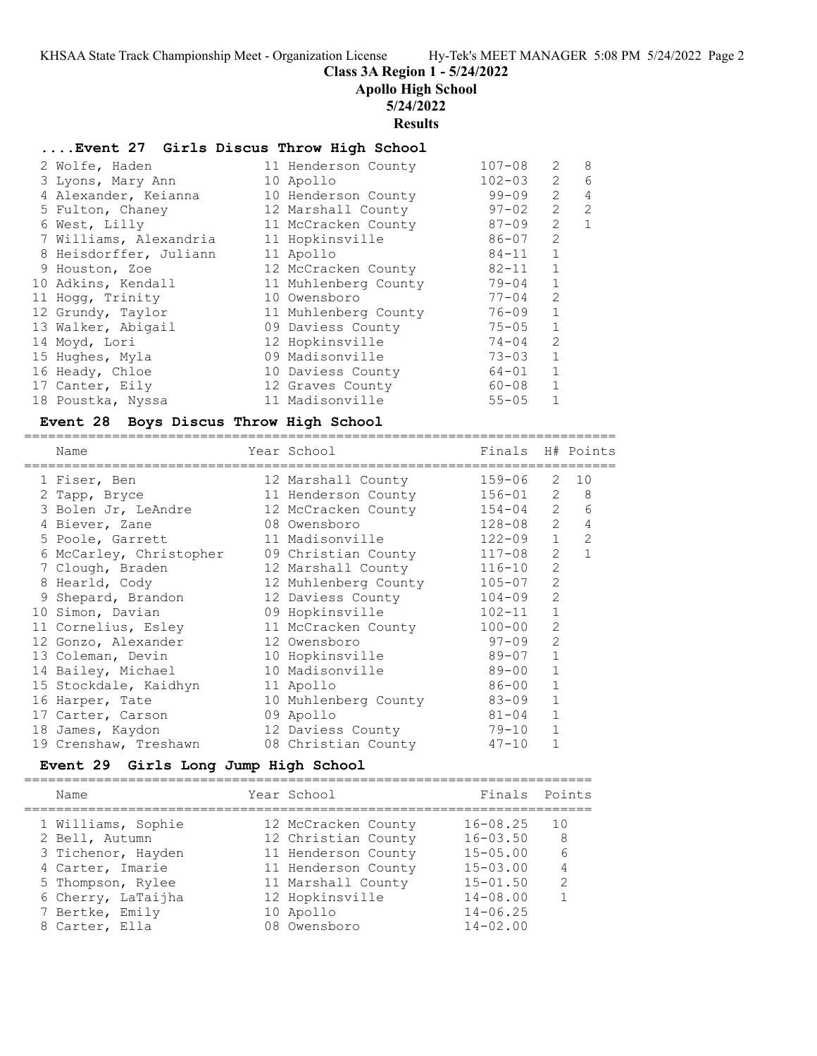## Class 3A Region 1 - 5/24/2022

## Apollo High School

## 5/24/2022

## Results

### ....Event 27 Girls Discus Throw High School

| Name | Year | School | Finals | H# | Points |
|---|---|---|---|---|---|
| 2 Wolfe, Haden | 11 | Henderson County | 107-08 | 2 | 8 |
| 3 Lyons, Mary Ann | 10 | Apollo | 102-03 | 2 | 6 |
| 4 Alexander, Keianna | 10 | Henderson County | 99-09 | 2 | 4 |
| 5 Fulton, Chaney | 12 | Marshall County | 97-02 | 2 | 2 |
| 6 West, Lilly | 11 | McCracken County | 87-09 | 2 | 1 |
| 7 Williams, Alexandria | 11 | Hopkinsville | 86-07 | 2 | |
| 8 Heisdorffer, Juliann | 11 | Apollo | 84-11 | 1 | |
| 9 Houston, Zoe | 12 | McCracken County | 82-11 | 1 | |
| 10 Adkins, Kendall | 11 | Muhlenberg County | 79-04 | 1 | |
| 11 Hogg, Trinity | 10 | Owensboro | 77-04 | 2 | |
| 12 Grundy, Taylor | 11 | Muhlenberg County | 76-09 | 1 | |
| 13 Walker, Abigail | 09 | Daviess County | 75-05 | 1 | |
| 14 Moyd, Lori | 12 | Hopkinsville | 74-04 | 2 | |
| 15 Hughes, Myla | 09 | Madisonville | 73-03 | 1 | |
| 16 Heady, Chloe | 10 | Daviess County | 64-01 | 1 | |
| 17 Canter, Eily | 12 | Graves County | 60-08 | 1 | |
| 18 Poustka, Nyssa | 11 | Madisonville | 55-05 | 1 | |

### Event 28 Boys Discus Throw High School

| Name | Year | School | Finals | H# | Points |
|---|---|---|---|---|---|
| 1 Fiser, Ben | 12 | Marshall County | 159-06 | 2 | 10 |
| 2 Tapp, Bryce | 11 | Henderson County | 156-01 | 2 | 8 |
| 3 Bolen Jr, LeAndre | 12 | McCracken County | 154-04 | 2 | 6 |
| 4 Biever, Zane | 08 | Owensboro | 128-08 | 2 | 4 |
| 5 Poole, Garrett | 11 | Madisonville | 122-09 | 1 | 2 |
| 6 McCarley, Christopher | 09 | Christian County | 117-08 | 2 | 1 |
| 7 Clough, Braden | 12 | Marshall County | 116-10 | 2 | |
| 8 Hearld, Cody | 12 | Muhlenberg County | 105-07 | 2 | |
| 9 Shepard, Brandon | 12 | Daviess County | 104-09 | 2 | |
| 10 Simon, Davian | 09 | Hopkinsville | 102-11 | 1 | |
| 11 Cornelius, Esley | 11 | McCracken County | 100-00 | 2 | |
| 12 Gonzo, Alexander | 12 | Owensboro | 97-09 | 2 | |
| 13 Coleman, Devin | 10 | Hopkinsville | 89-07 | 1 | |
| 14 Bailey, Michael | 10 | Madisonville | 89-00 | 1 | |
| 15 Stockdale, Kaidhyn | 11 | Apollo | 86-00 | 1 | |
| 16 Harper, Tate | 10 | Muhlenberg County | 83-09 | 1 | |
| 17 Carter, Carson | 09 | Apollo | 81-04 | 1 | |
| 18 James, Kaydon | 12 | Daviess County | 79-10 | 1 | |
| 19 Crenshaw, Treshawn | 08 | Christian County | 47-10 | 1 | |

### Event 29 Girls Long Jump High School

| Name | Year | School | Finals | Points |
|---|---|---|---|---|
| 1 Williams, Sophie | 12 | McCracken County | 16-08.25 | 10 |
| 2 Bell, Autumn | 12 | Christian County | 16-03.50 | 8 |
| 3 Tichenor, Hayden | 11 | Henderson County | 15-05.00 | 6 |
| 4 Carter, Imarie | 11 | Henderson County | 15-03.00 | 4 |
| 5 Thompson, Rylee | 11 | Marshall County | 15-01.50 | 2 |
| 6 Cherry, LaTaijha | 12 | Hopkinsville | 14-08.00 | 1 |
| 7 Bertke, Emily | 10 | Apollo | 14-06.25 | |
| 8 Carter, Ella | 08 | Owensboro | 14-02.00 | |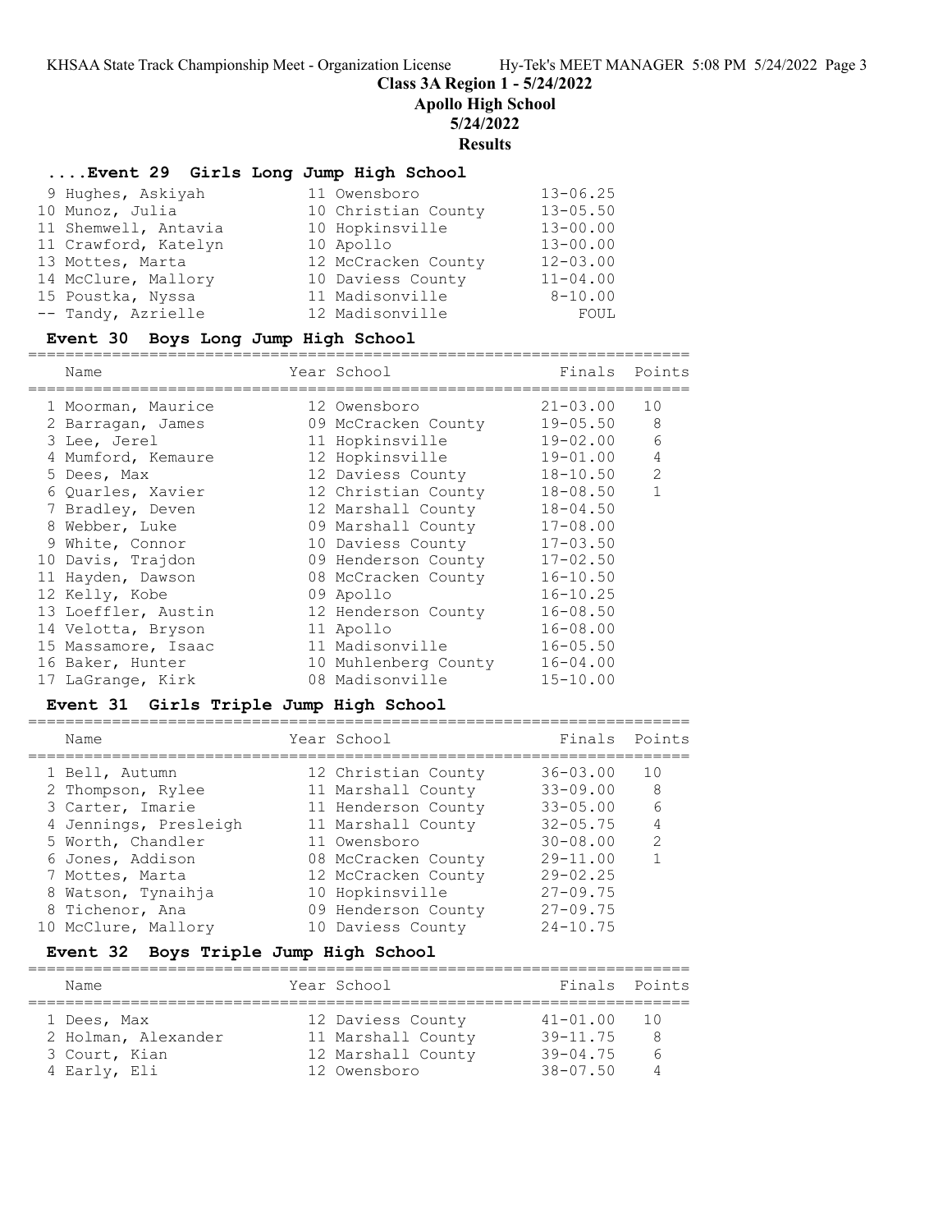# Class 3A Region 1 - 5/24/2022

## Apollo High School

## 5/24/2022

## Results

### ....Event 29 Girls Long Jump High School

| | Name | Year | School | Finals |
|---|---|---|---|---|
| 9 | Hughes, Askiyah | 11 | Owensboro | 13-06.25 |
| 10 | Munoz, Julia | 10 | Christian County | 13-05.50 |
| 11 | Shemwell, Antavia | 10 | Hopkinsville | 13-00.00 |
| 11 | Crawford, Katelyn | 10 | Apollo | 13-00.00 |
| 13 | Mottes, Marta | 12 | McCracken County | 12-03.00 |
| 14 | McClure, Mallory | 10 | Daviess County | 11-04.00 |
| 15 | Poustka, Nyssa | 11 | Madisonville | 8-10.00 |
| -- | Tandy, Azrielle | 12 | Madisonville | FOUL |

### Event 30 Boys Long Jump High School

| | Name | Year | School | Finals | Points |
|---|---|---|---|---|---|
| 1 | Moorman, Maurice | 12 | Owensboro | 21-03.00 | 10 |
| 2 | Barragan, James | 09 | McCracken County | 19-05.50 | 8 |
| 3 | Lee, Jerel | 11 | Hopkinsville | 19-02.00 | 6 |
| 4 | Mumford, Kemaure | 12 | Hopkinsville | 19-01.00 | 4 |
| 5 | Dees, Max | 12 | Daviess County | 18-10.50 | 2 |
| 6 | Quarles, Xavier | 12 | Christian County | 18-08.50 | 1 |
| 7 | Bradley, Deven | 12 | Marshall County | 18-04.50 | |
| 8 | Webber, Luke | 09 | Marshall County | 17-08.00 | |
| 9 | White, Connor | 10 | Daviess County | 17-03.50 | |
| 10 | Davis, Trajdon | 09 | Henderson County | 17-02.50 | |
| 11 | Hayden, Dawson | 08 | McCracken County | 16-10.50 | |
| 12 | Kelly, Kobe | 09 | Apollo | 16-10.25 | |
| 13 | Loeffler, Austin | 12 | Henderson County | 16-08.50 | |
| 14 | Velotta, Bryson | 11 | Apollo | 16-08.00 | |
| 15 | Massamore, Isaac | 11 | Madisonville | 16-05.50 | |
| 16 | Baker, Hunter | 10 | Muhlenberg County | 16-04.00 | |
| 17 | LaGrange, Kirk | 08 | Madisonville | 15-10.00 | |

### Event 31 Girls Triple Jump High School

| | Name | Year | School | Finals | Points |
|---|---|---|---|---|---|
| 1 | Bell, Autumn | 12 | Christian County | 36-03.00 | 10 |
| 2 | Thompson, Rylee | 11 | Marshall County | 33-09.00 | 8 |
| 3 | Carter, Imarie | 11 | Henderson County | 33-05.00 | 6 |
| 4 | Jennings, Presleigh | 11 | Marshall County | 32-05.75 | 4 |
| 5 | Worth, Chandler | 11 | Owensboro | 30-08.00 | 2 |
| 6 | Jones, Addison | 08 | McCracken County | 29-11.00 | 1 |
| 7 | Mottes, Marta | 12 | McCracken County | 29-02.25 | |
| 8 | Watson, Tynaihja | 10 | Hopkinsville | 27-09.75 | |
| 8 | Tichenor, Ana | 09 | Henderson County | 27-09.75 | |
| 10 | McClure, Mallory | 10 | Daviess County | 24-10.75 | |

### Event 32 Boys Triple Jump High School

| | Name | Year | School | Finals | Points |
|---|---|---|---|---|---|
| 1 | Dees, Max | 12 | Daviess County | 41-01.00 | 10 |
| 2 | Holman, Alexander | 11 | Marshall County | 39-11.75 | 8 |
| 3 | Court, Kian | 12 | Marshall County | 39-04.75 | 6 |
| 4 | Early, Eli | 12 | Owensboro | 38-07.50 | 4 |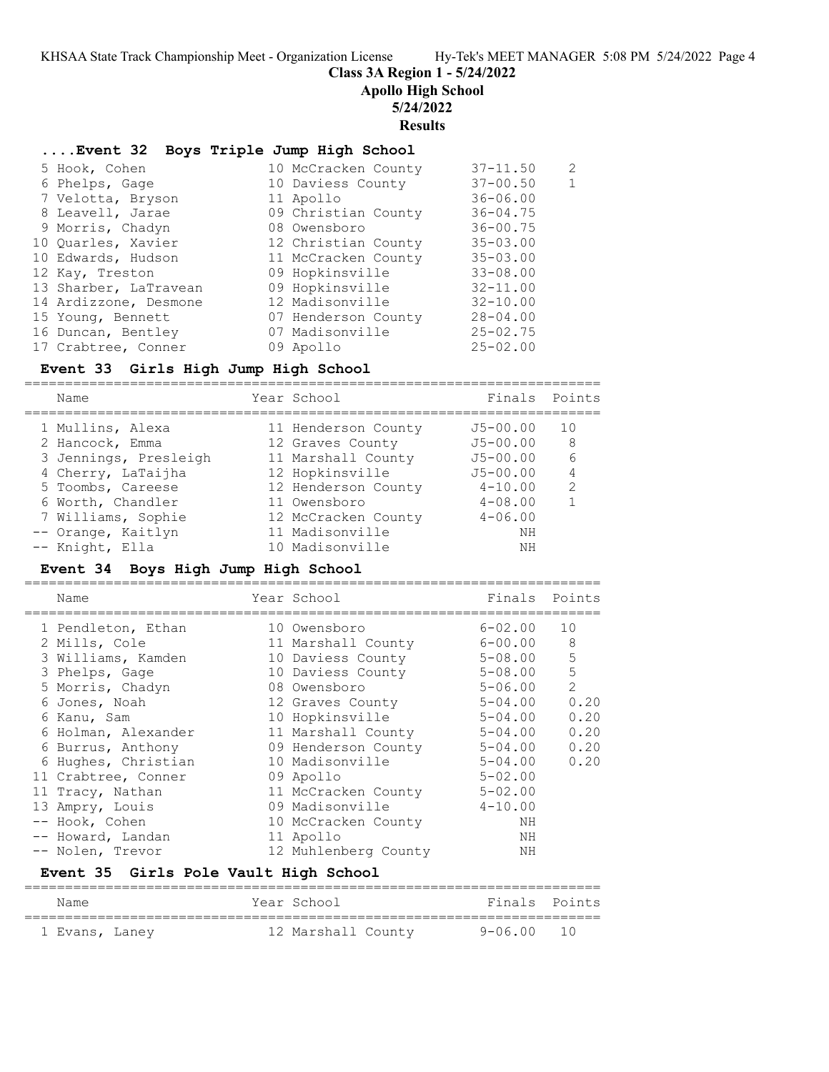# Class 3A Region 1 - 5/24/2022

## Apollo High School

## 5/24/2022

## Results

### ....Event 32 Boys Triple Jump High School

| Name | Year | School | Finals | Points |
|---|---|---|---|---|
| 5 Hook, Cohen | 10 | McCracken County | 37-11.50 | 2 |
| 6 Phelps, Gage | 10 | Daviess County | 37-00.50 | 1 |
| 7 Velotta, Bryson | 11 | Apollo | 36-06.00 | |
| 8 Leavell, Jarae | 09 | Christian County | 36-04.75 | |
| 9 Morris, Chadyn | 08 | Owensboro | 36-00.75 | |
| 10 Quarles, Xavier | 12 | Christian County | 35-03.00 | |
| 10 Edwards, Hudson | 11 | McCracken County | 35-03.00 | |
| 12 Kay, Treston | 09 | Hopkinsville | 33-08.00 | |
| 13 Sharber, LaTravean | 09 | Hopkinsville | 32-11.00 | |
| 14 Ardizzone, Desmone | 12 | Madisonville | 32-10.00 | |
| 15 Young, Bennett | 07 | Henderson County | 28-04.00 | |
| 16 Duncan, Bentley | 07 | Madisonville | 25-02.75 | |
| 17 Crabtree, Conner | 09 | Apollo | 25-02.00 | |

### Event 33 Girls High Jump High School

| Name | Year | School | Finals | Points |
|---|---|---|---|---|
| 1 Mullins, Alexa | 11 | Henderson County | J5-00.00 | 10 |
| 2 Hancock, Emma | 12 | Graves County | J5-00.00 | 8 |
| 3 Jennings, Presleigh | 11 | Marshall County | J5-00.00 | 6 |
| 4 Cherry, LaTaijha | 12 | Hopkinsville | J5-00.00 | 4 |
| 5 Toombs, Careese | 12 | Henderson County | 4-10.00 | 2 |
| 6 Worth, Chandler | 11 | Owensboro | 4-08.00 | 1 |
| 7 Williams, Sophie | 12 | McCracken County | 4-06.00 | |
| -- Orange, Kaitlyn | 11 | Madisonville | NH | |
| -- Knight, Ella | 10 | Madisonville | NH | |

### Event 34 Boys High Jump High School

| Name | Year | School | Finals | Points |
|---|---|---|---|---|
| 1 Pendleton, Ethan | 10 | Owensboro | 6-02.00 | 10 |
| 2 Mills, Cole | 11 | Marshall County | 6-00.00 | 8 |
| 3 Williams, Kamden | 10 | Daviess County | 5-08.00 | 5 |
| 3 Phelps, Gage | 10 | Daviess County | 5-08.00 | 5 |
| 5 Morris, Chadyn | 08 | Owensboro | 5-06.00 | 2 |
| 6 Jones, Noah | 12 | Graves County | 5-04.00 | 0.20 |
| 6 Kanu, Sam | 10 | Hopkinsville | 5-04.00 | 0.20 |
| 6 Holman, Alexander | 11 | Marshall County | 5-04.00 | 0.20 |
| 6 Burrus, Anthony | 09 | Henderson County | 5-04.00 | 0.20 |
| 6 Hughes, Christian | 10 | Madisonville | 5-04.00 | 0.20 |
| 11 Crabtree, Conner | 09 | Apollo | 5-02.00 | |
| 11 Tracy, Nathan | 11 | McCracken County | 5-02.00 | |
| 13 Ampry, Louis | 09 | Madisonville | 4-10.00 | |
| -- Hook, Cohen | 10 | McCracken County | NH | |
| -- Howard, Landan | 11 | Apollo | NH | |
| -- Nolen, Trevor | 12 | Muhlenberg County | NH | |

### Event 35 Girls Pole Vault High School

| Name | Year | School | Finals | Points |
|---|---|---|---|---|
| 1 Evans, Laney | 12 | Marshall County | 9-06.00 | 10 |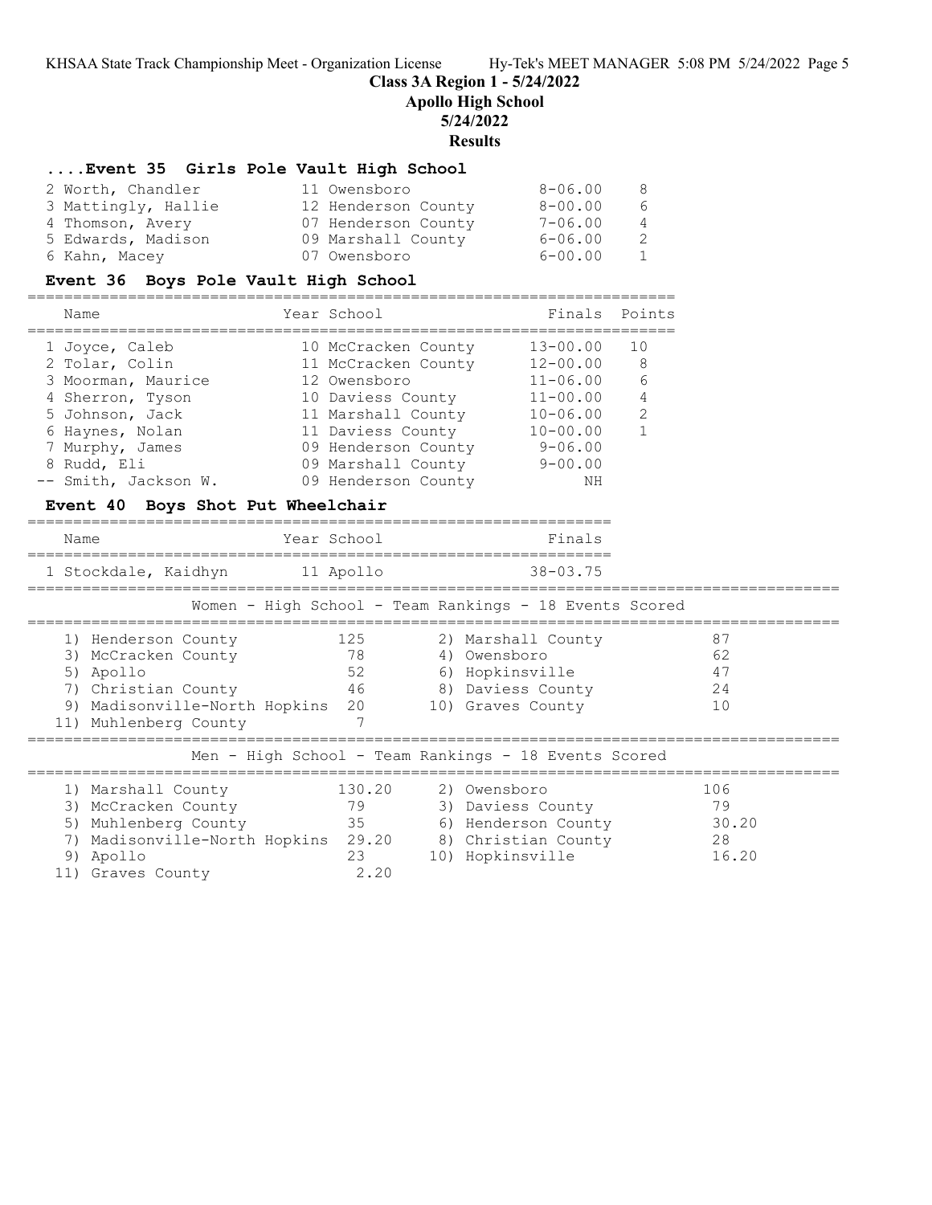### ....Event 35 Girls Pole Vault High School

| Place | Name | Year | School | Finals | Points |
|---|---|---|---|---|---|
| 2 | Worth, Chandler | 11 | Owensboro | 8-06.00 | 8 |
| 3 | Mattingly, Hallie | 12 | Henderson County | 8-00.00 | 6 |
| 4 | Thomson, Avery | 07 | Henderson County | 7-06.00 | 4 |
| 5 | Edwards, Madison | 09 | Marshall County | 6-06.00 | 2 |
| 6 | Kahn, Macey | 07 | Owensboro | 6-00.00 | 1 |

### Event 36 Boys Pole Vault High School

| | Name | Year | School | Finals | Points |
|---|---|---|---|---|---|
| 1 | Joyce, Caleb | 10 | McCracken County | 13-00.00 | 10 |
| 2 | Tolar, Colin | 11 | McCracken County | 12-00.00 | 8 |
| 3 | Moorman, Maurice | 12 | Owensboro | 11-06.00 | 6 |
| 4 | Sherron, Tyson | 10 | Daviess County | 11-00.00 | 4 |
| 5 | Johnson, Jack | 11 | Marshall County | 10-06.00 | 2 |
| 6 | Haynes, Nolan | 11 | Daviess County | 10-00.00 | 1 |
| 7 | Murphy, James | 09 | Henderson County | 9-06.00 | |
| 8 | Rudd, Eli | 09 | Marshall County | 9-00.00 | |
| -- | Smith, Jackson W. | 09 | Henderson County | NH | |

### Event 40 Boys Shot Put Wheelchair

| | Name | Year | School | Finals |
|---|---|---|---|---|
| 1 | Stockdale, Kaidhyn | 11 | Apollo | 38-03.75 |

### Women - High School - Team Rankings - 18 Events Scored

| | | | | | |
|---|---|---|---|---|---|
| 1) | Henderson County | 125 | 2) | Marshall County | 87 |
| 3) | McCracken County | 78 | 4) | Owensboro | 62 |
| 5) | Apollo | 52 | 6) | Hopkinsville | 47 |
| 7) | Christian County | 46 | 8) | Daviess County | 24 |
| 9) | Madisonville-North Hopkins | 20 | 10) | Graves County | 10 |
| 11) | Muhlenberg County | 7 | | | |

### Men - High School - Team Rankings - 18 Events Scored

| | | | | | |
|---|---|---|---|---|---|
| 1) | Marshall County | 130.20 | 2) | Owensboro | 106 |
| 3) | McCracken County | 79 | 3) | Daviess County | 79 |
| 5) | Muhlenberg County | 35 | 6) | Henderson County | 30.20 |
| 7) | Madisonville-North Hopkins | 29.20 | 8) | Christian County | 28 |
| 9) | Apollo | 23 | 10) | Hopkinsville | 16.20 |
| 11) | Graves County | 2.20 | | | |